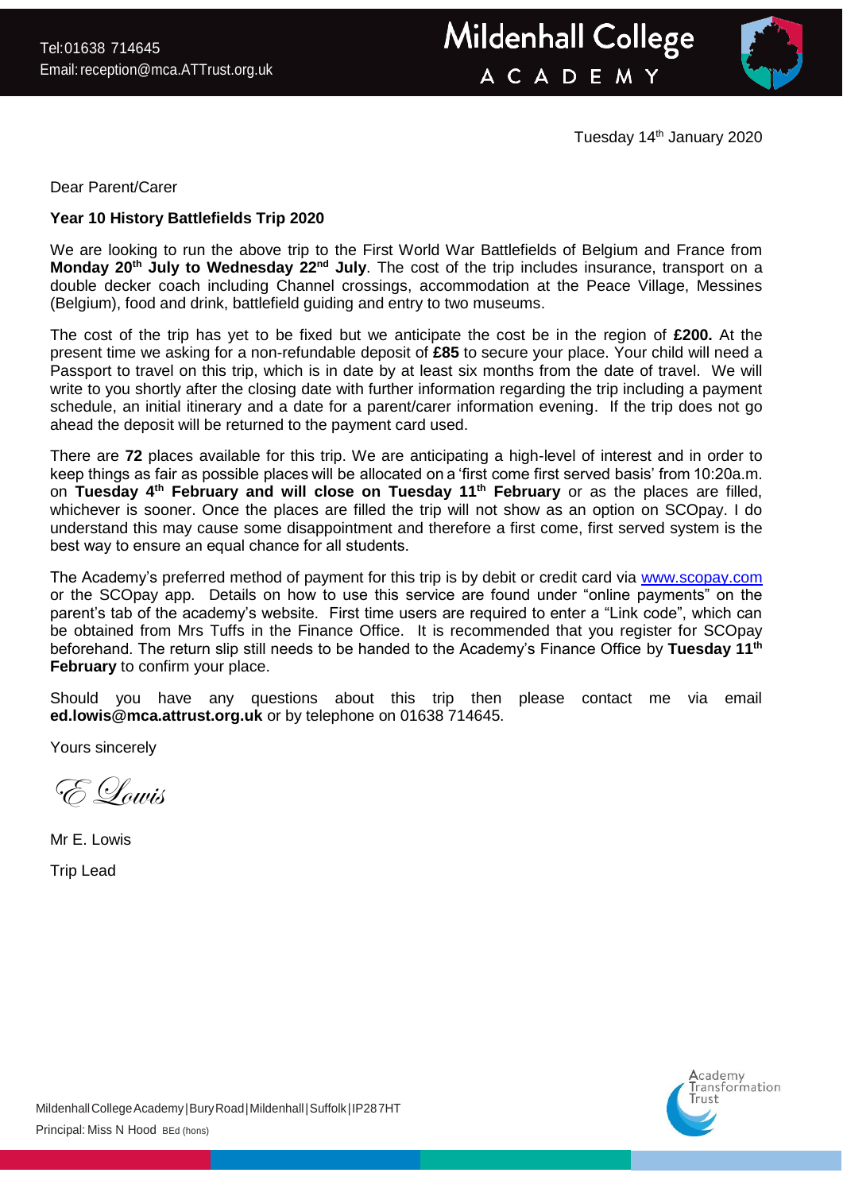Tel:01638 714645
Email: reception@mca.ATTrust.org.uk

**Mildenhall College ACADEMY**

Tuesday 14th January 2020

Dear Parent/Carer

**Year 10 History Battlefields Trip 2020**

We are looking to run the above trip to the First World War Battlefields of Belgium and France from **Monday 20th July to Wednesday 22nd July**. The cost of the trip includes insurance, transport on a double decker coach including Channel crossings, accommodation at the Peace Village, Messines (Belgium), food and drink, battlefield guiding and entry to two museums.

The cost of the trip has yet to be fixed but we anticipate the cost be in the region of **£200.** At the present time we asking for a non-refundable deposit of **£85** to secure your place. Your child will need a Passport to travel on this trip, which is in date by at least six months from the date of travel. We will write to you shortly after the closing date with further information regarding the trip including a payment schedule, an initial itinerary and a date for a parent/carer information evening. If the trip does not go ahead the deposit will be returned to the payment card used.

There are **72** places available for this trip. We are anticipating a high-level of interest and in order to keep things as fair as possible places will be allocated on a 'first come first served basis' from 10:20a.m. on **Tuesday 4th February and will close on Tuesday 11th February** or as the places are filled, whichever is sooner. Once the places are filled the trip will not show as an option on SCOpay. I do understand this may cause some disappointment and therefore a first come, first served system is the best way to ensure an equal chance for all students.

The Academy's preferred method of payment for this trip is by debit or credit card via [www.scopay.com](http://www.scopay.com) or the SCOpay app. Details on how to use this service are found under "online payments" on the parent's tab of the academy's website. First time users are required to enter a "Link code", which can be obtained from Mrs Tuffs in the Finance Office. It is recommended that you register for SCOpay beforehand. The return slip still needs to be handed to the Academy's Finance Office by **Tuesday 11th February** to confirm your place.

Should you have any questions about this trip then please contact me via email **ed.lowis@mca.attrust.org.uk** or by telephone on 01638 714645.

Yours sincerely

*E Lowis*

Mr E. Lowis

Trip Lead

Mildenhall College Academy | Bury Road | Mildenhall | Suffolk | IP28 7HT
Principal: Miss N Hood BEd (hons)

Academy Transformation Trust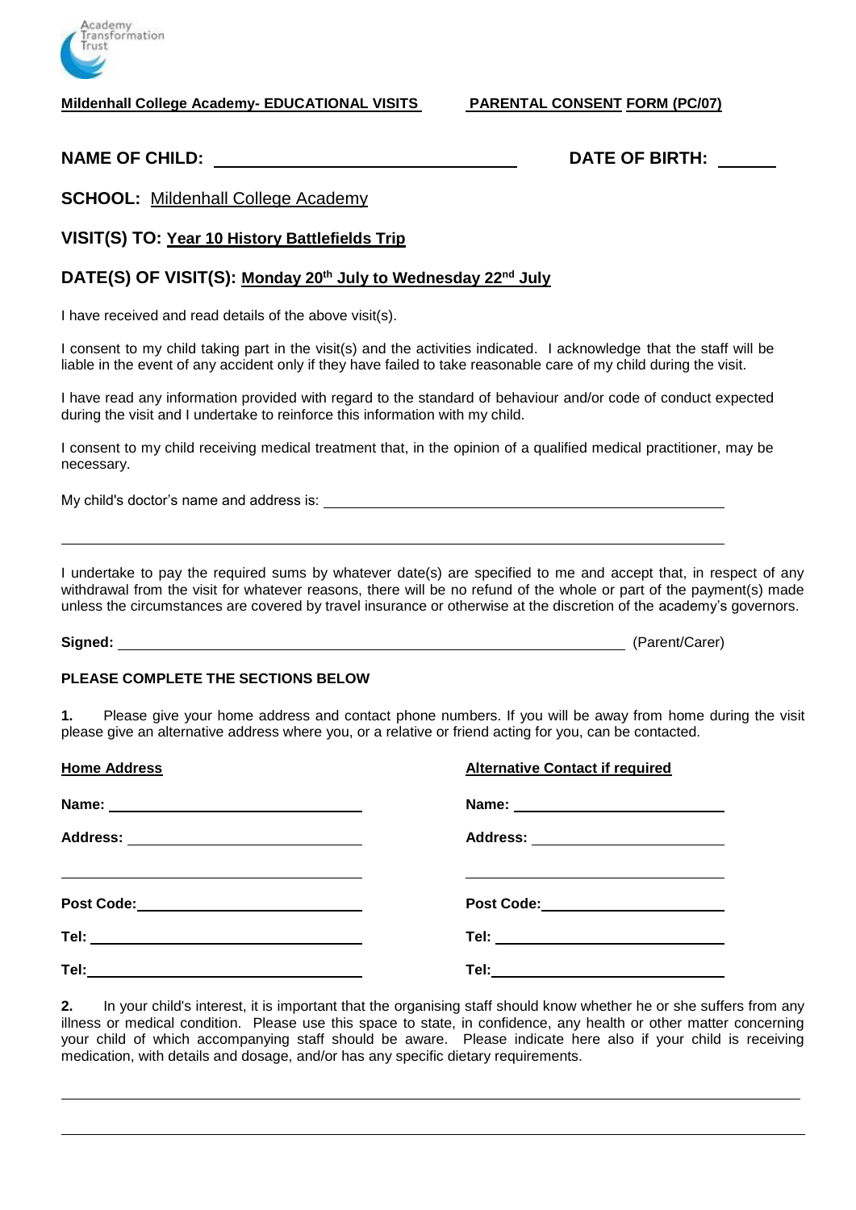**Mildenhall College Academy- EDUCATIONAL VISITS** **PARENTAL CONSENT FORM (PC/07)**

**NAME OF CHILD:** ______________________________ **DATE OF BIRTH:** ______

**SCHOOL:** Mildenhall College Academy

**VISIT(S) TO:** **Year 10 History Battlefields Trip**

**DATE(S) OF VISIT(S):** **Monday 20th July to Wednesday 22nd July**

I have received and read details of the above visit(s).

I consent to my child taking part in the visit(s) and the activities indicated. I acknowledge that the staff will be liable in the event of any accident only if they have failed to take reasonable care of my child during the visit.

I have read any information provided with regard to the standard of behaviour and/or code of conduct expected during the visit and I undertake to reinforce this information with my child.

I consent to my child receiving medical treatment that, in the opinion of a qualified medical practitioner, may be necessary.

My child's doctor's name and address is: ______________________________________________

______________________________________________________________________________

I undertake to pay the required sums by whatever date(s) are specified to me and accept that, in respect of any withdrawal from the visit for whatever reasons, there will be no refund of the whole or part of the payment(s) made unless the circumstances are covered by travel insurance or otherwise at the discretion of the academy's governors.

**Signed:** ______________________________________________ (Parent/Carer)

**PLEASE COMPLETE THE SECTIONS BELOW**

**1.** Please give your home address and contact phone numbers. If you will be away from home during the visit please give an alternative address where you, or a relative or friend acting for you, can be contacted.

| **Home Address** | **Alternative Contact if required** |
|---|---|
| **Name:** ______________________ | **Name:** ______________________ |
| **Address:** ______________________ | **Address:** ______________________ |
| ______________________ | ______________________ |
| **Post Code:** ______________________ | **Post Code:** ______________________ |
| **Tel:** ______________________ | **Tel:** ______________________ |
| **Tel:** ______________________ | **Tel:** ______________________ |

**2.** In your child's interest, it is important that the organising staff should know whether he or she suffers from any illness or medical condition. Please use this space to state, in confidence, any health or other matter concerning your child of which accompanying staff should be aware. Please indicate here also if your child is receiving medication, with details and dosage, and/or has any specific dietary requirements.

______________________________________________________________________________

______________________________________________________________________________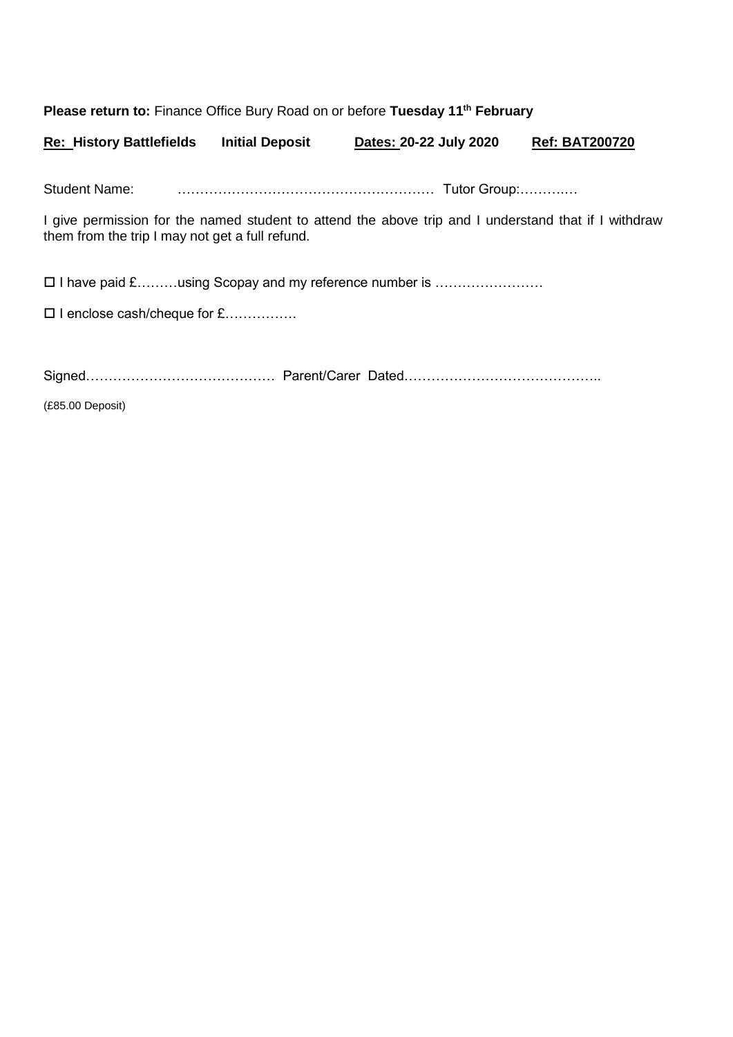**Please return to:** Finance Office Bury Road on or before **Tuesday 11th February**

**Re: History Battlefields** **Initial Deposit** **Dates: 20-22 July 2020** **Ref: BAT200720**

Student Name: ………………………………………………… Tutor Group:………..…

I give permission for the named student to attend the above trip and I understand that if I withdraw them from the trip I may not get a full refund.

☐ I have paid £………using Scopay and my reference number is ……………………

☐ I enclose cash/cheque for £…………….

Signed…………………………………… Parent/Carer Dated……………………………………..

(£85.00 Deposit)